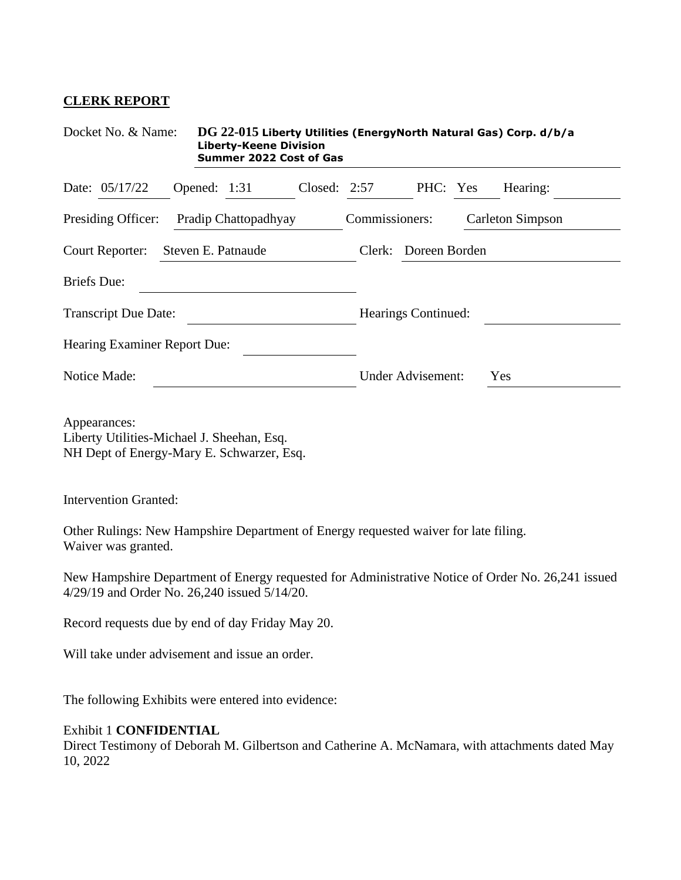## **CLERK REPORT**

Docket No. & Name: **DG 22-015 Liberty Utilities (EnergyNorth Natural Gas) Corp. d/b/a Liberty-Keene Division Summer 2022 Cost of Gas**

Date: 05/17/22 Opened: 1:31 Closed: 2:57 PHC: Yes Hearing:

Presiding Officer: Pradip Chattopadhyay Commissioners: Carleton Simpson

Court Reporter: Steven E. Patnaude Clerk: Doreen Borden

Briefs Due:

Transcript Due Date: Hearings Continued:

Hearing Examiner Report Due:

Notice Made: Under Advisement: Yes

Appearances:
Liberty Utilities-Michael J. Sheehan, Esq.
NH Dept of Energy-Mary E. Schwarzer, Esq.

Intervention Granted:

Other Rulings: New Hampshire Department of Energy requested waiver for late filing. Waiver was granted.

New Hampshire Department of Energy requested for Administrative Notice of Order No. 26,241 issued 4/29/19 and Order No. 26,240 issued 5/14/20.

Record requests due by end of day Friday May 20.

Will take under advisement and issue an order.

The following Exhibits were entered into evidence:

Exhibit 1 **CONFIDENTIAL**
Direct Testimony of Deborah M. Gilbertson and Catherine A. McNamara, with attachments dated May 10, 2022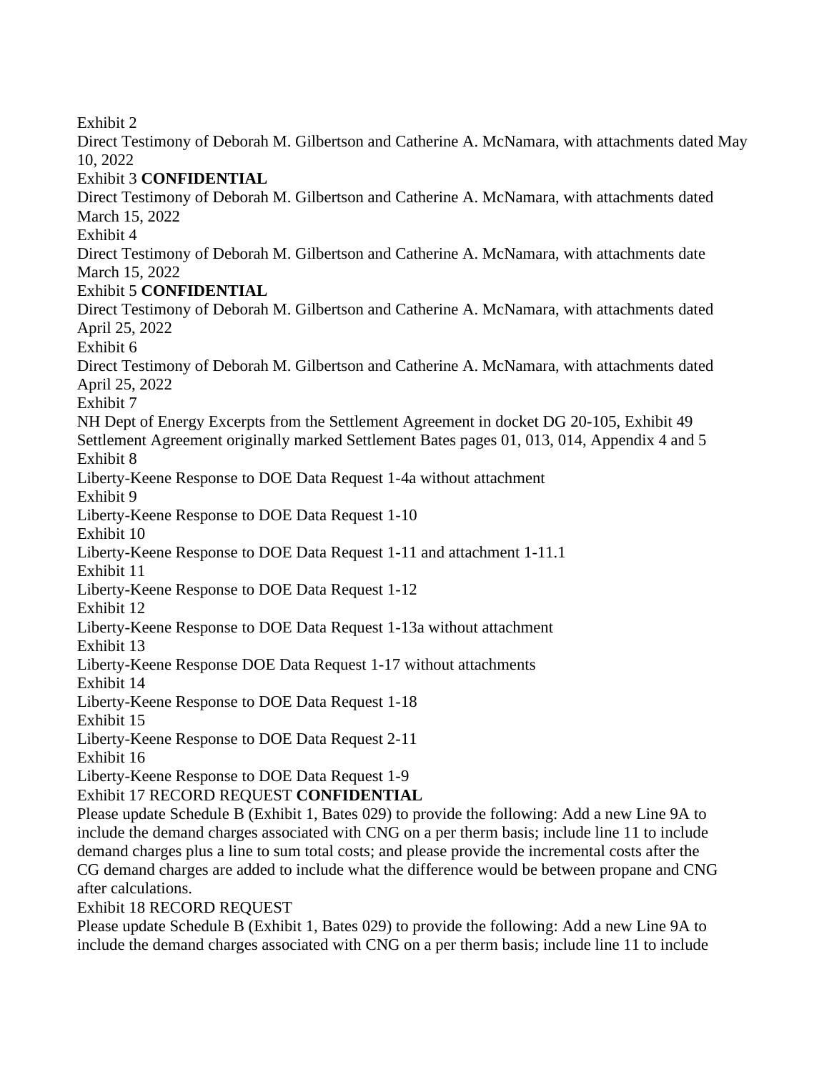Exhibit 2
Direct Testimony of Deborah M. Gilbertson and Catherine A. McNamara, with attachments dated May 10, 2022

Exhibit 3 **CONFIDENTIAL**
Direct Testimony of Deborah M. Gilbertson and Catherine A. McNamara, with attachments dated March 15, 2022

Exhibit 4
Direct Testimony of Deborah M. Gilbertson and Catherine A. McNamara, with attachments date March 15, 2022

Exhibit 5 **CONFIDENTIAL**
Direct Testimony of Deborah M. Gilbertson and Catherine A. McNamara, with attachments dated April 25, 2022

Exhibit 6
Direct Testimony of Deborah M. Gilbertson and Catherine A. McNamara, with attachments dated April 25, 2022

Exhibit 7
NH Dept of Energy Excerpts from the Settlement Agreement in docket DG 20-105, Exhibit 49 Settlement Agreement originally marked Settlement Bates pages 01, 013, 014, Appendix 4 and 5

Exhibit 8
Liberty-Keene Response to DOE Data Request 1-4a without attachment

Exhibit 9
Liberty-Keene Response to DOE Data Request 1-10

Exhibit 10
Liberty-Keene Response to DOE Data Request 1-11 and attachment 1-11.1

Exhibit 11
Liberty-Keene Response to DOE Data Request 1-12

Exhibit 12
Liberty-Keene Response to DOE Data Request 1-13a without attachment

Exhibit 13
Liberty-Keene Response DOE Data Request 1-17 without attachments

Exhibit 14
Liberty-Keene Response to DOE Data Request 1-18

Exhibit 15
Liberty-Keene Response to DOE Data Request 2-11

Exhibit 16
Liberty-Keene Response to DOE Data Request 1-9

Exhibit 17 RECORD REQUEST **CONFIDENTIAL**
Please update Schedule B (Exhibit 1, Bates 029) to provide the following: Add a new Line 9A to include the demand charges associated with CNG on a per therm basis; include line 11 to include demand charges plus a line to sum total costs; and please provide the incremental costs after the CG demand charges are added to include what the difference would be between propane and CNG after calculations.

Exhibit 18 RECORD REQUEST
Please update Schedule B (Exhibit 1, Bates 029) to provide the following: Add a new Line 9A to include the demand charges associated with CNG on a per therm basis; include line 11 to include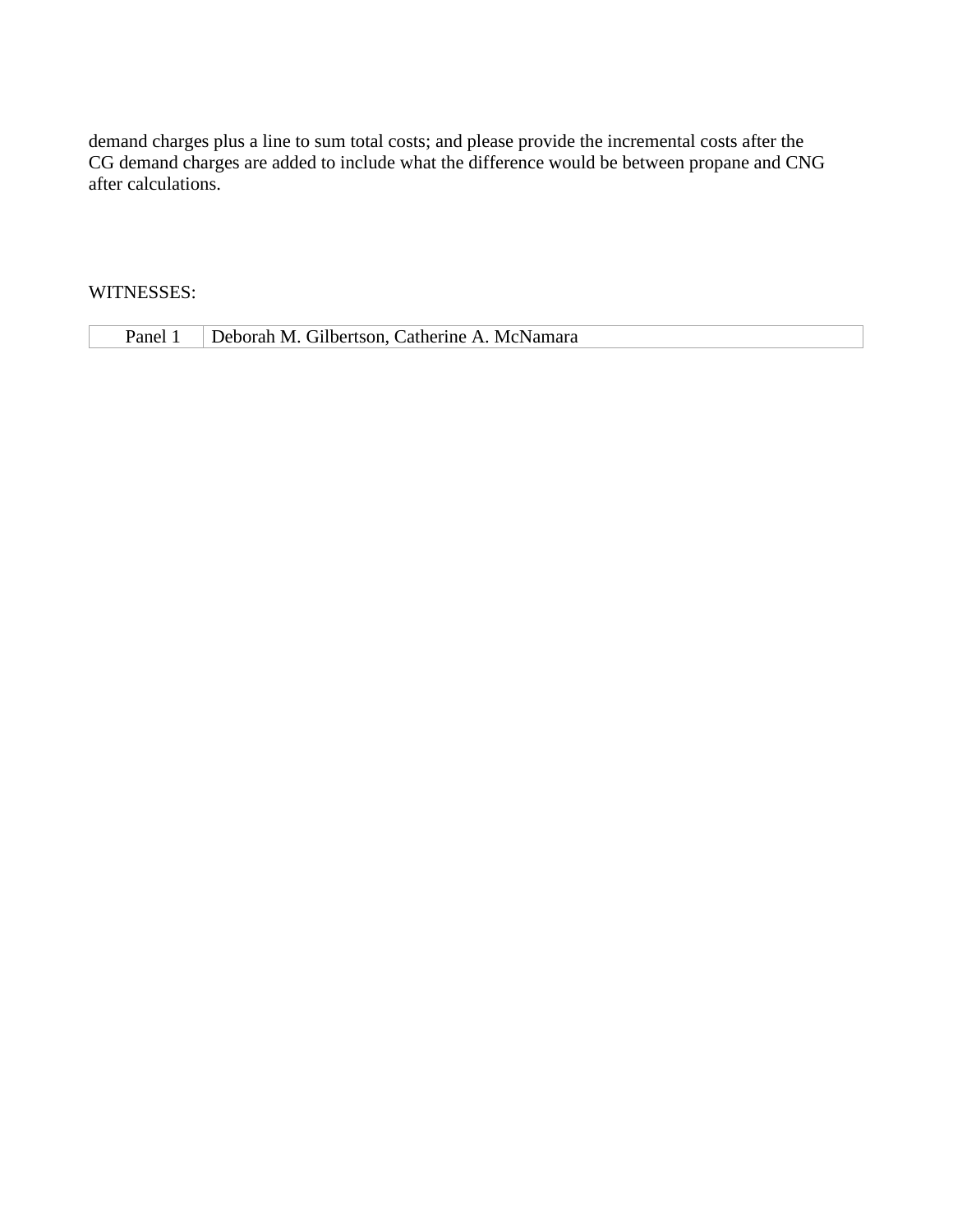demand charges plus a line to sum total costs; and please provide the incremental costs after the CG demand charges are added to include what the difference would be between propane and CNG after calculations.

WITNESSES:

| | |
|---|---|
| Panel 1 | Deborah M. Gilbertson, Catherine A. McNamara |